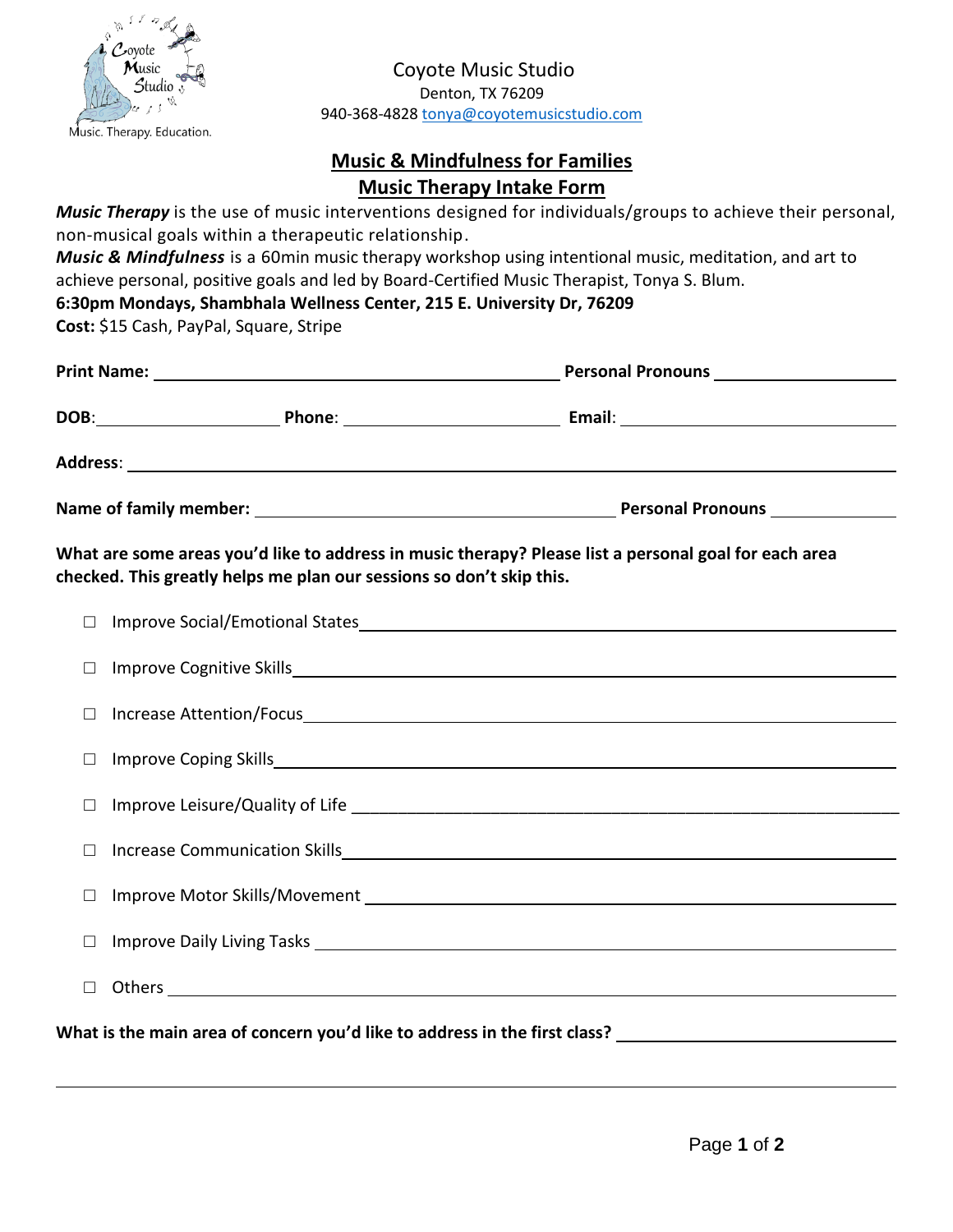Coyote Music Studio

Music. Therapy. Education.

Coyote Music Studio
Denton, TX 76209
940-368-4828 tonya@coyotemusicstudio.com

# Music & Mindfulness for Families
## Music Therapy Intake Form

***Music Therapy*** is the use of music interventions designed for individuals/groups to achieve their personal, non-musical goals within a therapeutic relationship.
***Music & Mindfulness*** is a 60min music therapy workshop using intentional music, meditation, and art to achieve personal, positive goals and led by Board-Certified Music Therapist, Tonya S. Blum.
**6:30pm Mondays, Shambhala Wellness Center, 215 E. University Dr, 76209**
**Cost:** $15 Cash, PayPal, Square, Stripe

**Print Name:** ______________________________ **Personal Pronouns** ______________

**DOB**: ______________ **Phone**: ________________ **Email**: ______________________

**Address**: ____________________________________________________________

**Name of family member:** ___________________________ **Personal Pronouns** __________

**What are some areas you'd like to address in music therapy? Please list a personal goal for each area checked. This greatly helps me plan our sessions so don't skip this.**

- ☐ Improve Social/Emotional States ______________________________
- ☐ Improve Cognitive Skills ______________________________
- ☐ Increase Attention/Focus ______________________________
- ☐ Improve Coping Skills ______________________________
- ☐ Improve Leisure/Quality of Life ______________________________
- ☐ Increase Communication Skills ______________________________
- ☐ Improve Motor Skills/Movement ______________________________
- ☐ Improve Daily Living Tasks ______________________________
- ☐ Others ______________________________

**What is the main area of concern you'd like to address in the first class?** ______________________________

______________________________________________________________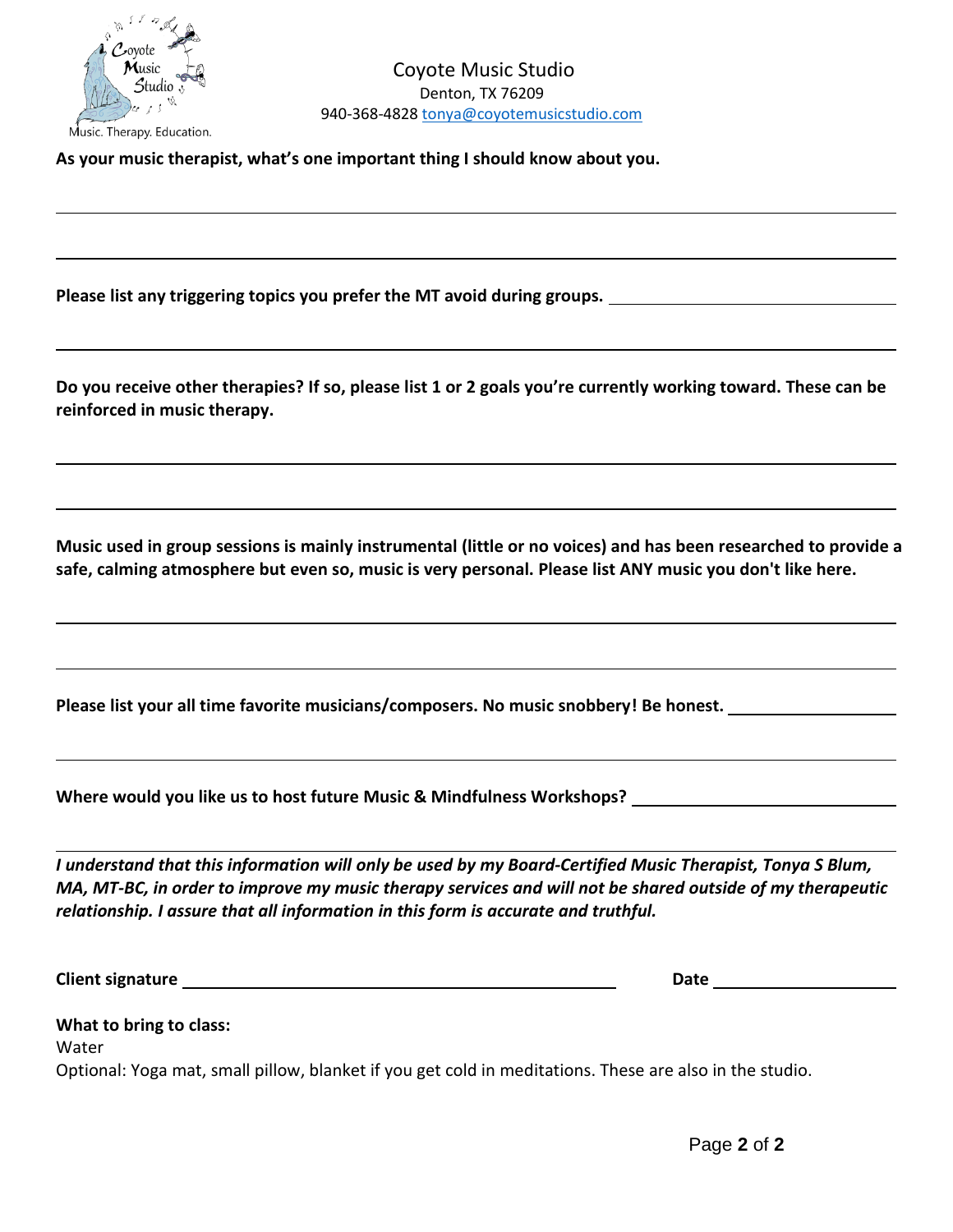Coyote Music Studio
Denton, TX 76209
940-368-4828 tonya@coyotemusicstudio.com

Music. Therapy. Education.

**As your music therapist, what's one important thing I should know about you.**

**Please list any triggering topics you prefer the MT avoid during groups.**

**Do you receive other therapies? If so, please list 1 or 2 goals you're currently working toward. These can be reinforced in music therapy.**

**Music used in group sessions is mainly instrumental (little or no voices) and has been researched to provide a safe, calming atmosphere but even so, music is very personal. Please list ANY music you don't like here.**

**Please list your all time favorite musicians/composers. No music snobbery! Be honest.**

**Where would you like us to host future Music & Mindfulness Workshops?**

***I understand that this information will only be used by my Board-Certified Music Therapist, Tonya S Blum, MA, MT-BC, in order to improve my music therapy services and will not be shared outside of my therapeutic relationship. I assure that all information in this form is accurate and truthful.***

**Client signature** ____________________ **Date** __________

**What to bring to class:**

Water

Optional: Yoga mat, small pillow, blanket if you get cold in meditations. These are also in the studio.